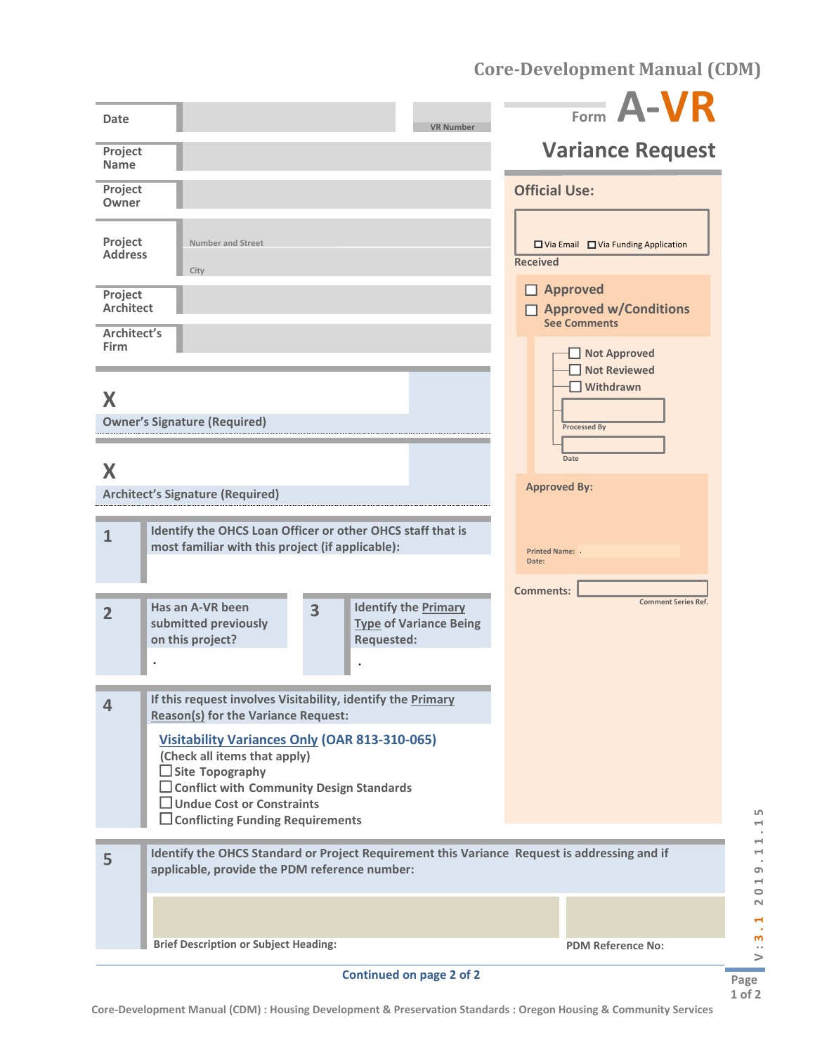# Form A-VR

## Variance Request

| | |
|---|---|
| Date | |
| VR Number | |
| Project Name | |
| Project Owner | |
| Project Address | Number and Street |
| | City |
| Project Architect | |
| Architect's Firm | |

X

Owner's Signature (Required)

X

Architect's Signature (Required)

### Official Use:

☐ Via Email ☐ Via Funding Application

Received

☐ Approved

☐ Approved w/Conditions
See Comments

☐ Not Approved

☐ Not Reviewed

☐ Withdrawn

Processed By

Date

Approved By:

Printed Name: .

Date:

Comments:

Comment Series Ref.

**1** Identify the OHCS Loan Officer or other OHCS staff that is most familiar with this project (if applicable):

**2** Has an A-VR been submitted previously on this project?

.

**3** Identify the Primary Type of Variance Being Requested:

.

**4** If this request involves Visitability, identify the Primary Reason(s) for the Variance Request:

**Visitability Variances Only (OAR 813-310-065)**
(Check all items that apply)

☐ Site Topography

☐ Conflict with Community Design Standards

☐ Undue Cost or Constraints

☐ Conflicting Funding Requirements

**5** Identify the OHCS Standard or Project Requirement this Variance Request is addressing and if applicable, provide the PDM reference number:

| Brief Description or Subject Heading: | PDM Reference No: |
|---|---|
| | |

Continued on page 2 of 2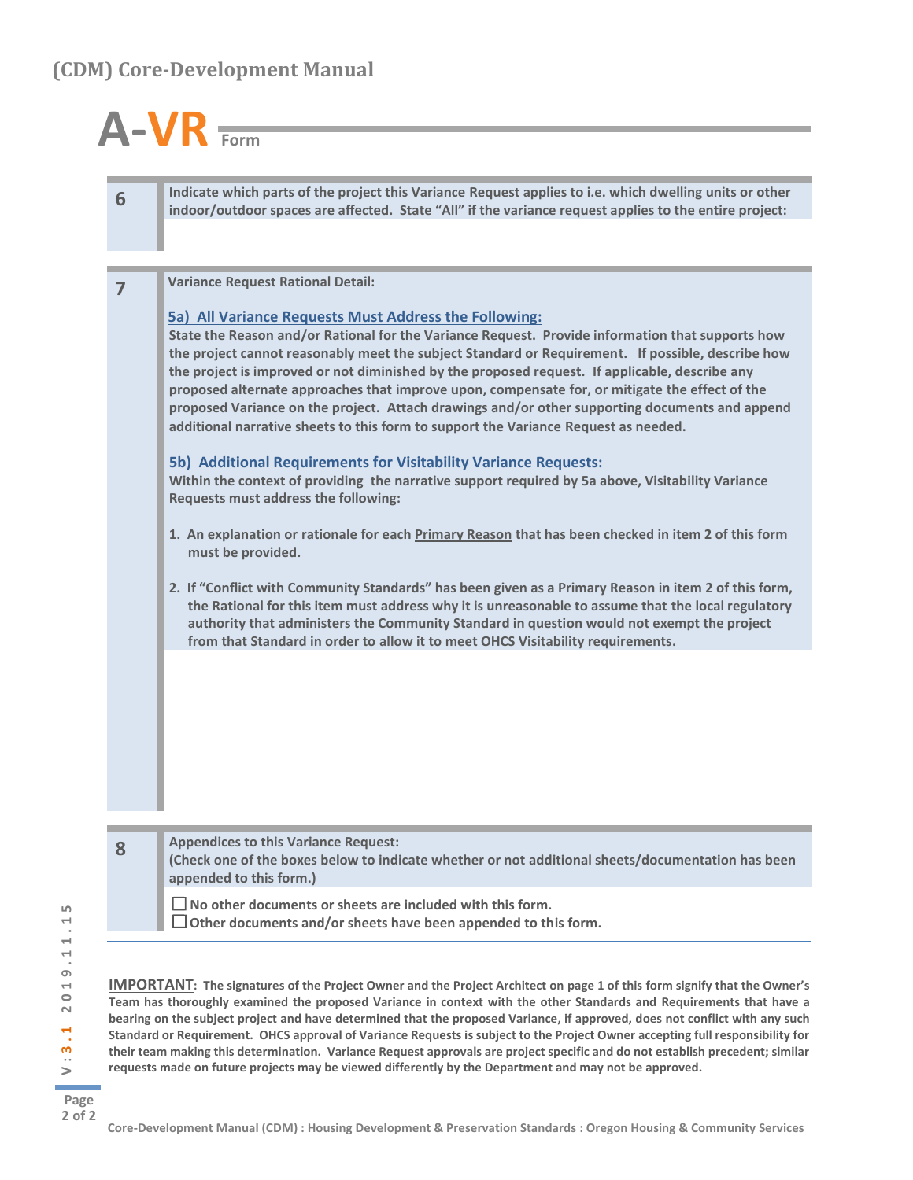# (CDM) Core-Development Manual

## A-VR Form

**6** **Indicate which parts of the project this Variance Request applies to i.e. which dwelling units or other indoor/outdoor spaces are affected. State "All" if the variance request applies to the entire project:**

**7** **Variance Request Rational Detail:**

**5a) All Variance Requests Must Address the Following:**

**State the Reason and/or Rational for the Variance Request. Provide information that supports how the project cannot reasonably meet the subject Standard or Requirement. If possible, describe how the project is improved or not diminished by the proposed request. If applicable, describe any proposed alternate approaches that improve upon, compensate for, or mitigate the effect of the proposed Variance on the project. Attach drawings and/or other supporting documents and append additional narrative sheets to this form to support the Variance Request as needed.**

**5b) Additional Requirements for Visitability Variance Requests:**

**Within the context of providing the narrative support required by 5a above, Visitability Variance Requests must address the following:**

1. **An explanation or rationale for each Primary Reason that has been checked in item 2 of this form must be provided.**
2. **If "Conflict with Community Standards" has been given as a Primary Reason in item 2 of this form, the Rational for this item must address why it is unreasonable to assume that the local regulatory authority that administers the Community Standard in question would not exempt the project from that Standard in order to allow it to meet OHCS Visitability requirements.**

**8** **Appendices to this Variance Request:**
**(Check one of the boxes below to indicate whether or not additional sheets/documentation has been appended to this form.)**

- ☐ **No other documents or sheets are included with this form.**
- ☐ **Other documents and/or sheets have been appended to this form.**

**IMPORTANT: The signatures of the Project Owner and the Project Architect on page 1 of this form signify that the Owner's Team has thoroughly examined the proposed Variance in context with the other Standards and Requirements that have a bearing on the subject project and have determined that the proposed Variance, if approved, does not conflict with any such Standard or Requirement. OHCS approval of Variance Requests is subject to the Project Owner accepting full responsibility for their team making this determination. Variance Request approvals are project specific and do not establish precedent; similar requests made on future projects may be viewed differently by the Department and may not be approved.**